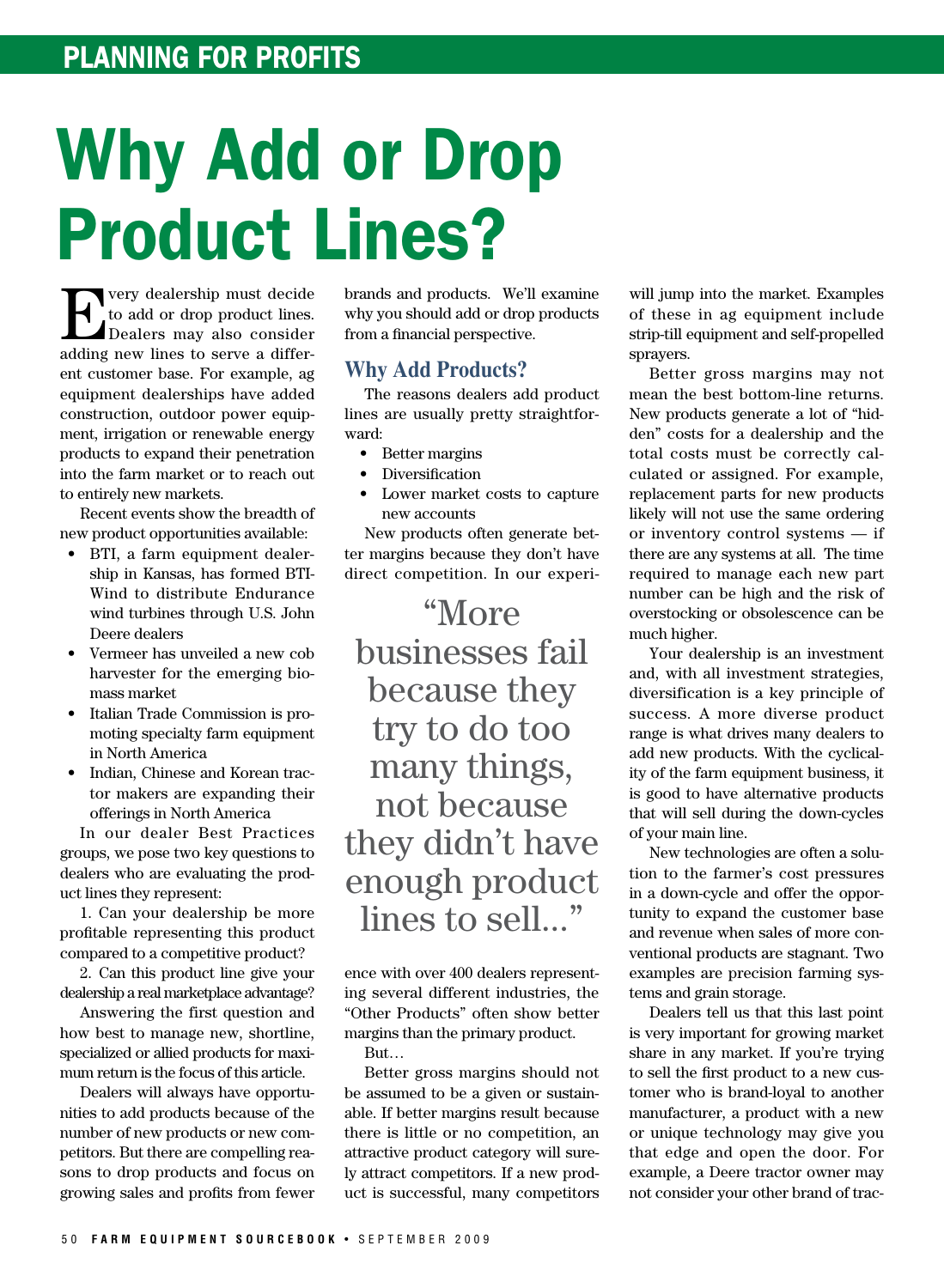# Why Add or Drop Product Lines?

Every dealership must decide to add or drop product lines. Dealers may also consider adding new lines to serve a different customer base. For example, ag equipment dealerships have added construction, outdoor power equipment, irrigation or renewable energy products to expand their penetration into the farm market or to reach out to entirely new markets.

Recent events show the breadth of new product opportunities available:

- BTI, a farm equipment dealership in Kansas, has formed BTI-Wind to distribute Endurance wind turbines through U.S. John Deere dealers
- Vermeer has unveiled a new cob harvester for the emerging biomass market
- Italian Trade Commission is promoting specialty farm equipment in North America
- Indian, Chinese and Korean tractor makers are expanding their offerings in North America

In our dealer Best Practices groups, we pose two key questions to dealers who are evaluating the product lines they represent:

1. Can your dealership be more profitable representing this product compared to a competitive product?

2. Can this product line give your dealership a real marketplace advantage?

Answering the first question and how best to manage new, shortline, specialized or allied products for maximum return is the focus of this article.

Dealers will always have opportunities to add products because of the number of new products or new competitors. But there are compelling reasons to drop products and focus on growing sales and profits from fewer brands and products. We'll examine why you should add or drop products from a financial perspective.

## Why Add Products?

The reasons dealers add product lines are usually pretty straightforward:

- Better margins
- Diversification
- Lower market costs to capture new accounts

New products often generate better margins because they don't have direct competition. In our experience with over 400 dealers representing several different industries, the "Other Products" often show better margins than the primary product.

> "More businesses fail because they try to do too many things, not because they didn't have enough product lines to sell..."

But…

Better gross margins should not be assumed to be a given or sustainable. If better margins result because there is little or no competition, an attractive product category will surely attract competitors. If a new product is successful, many competitors will jump into the market. Examples of these in ag equipment include strip-till equipment and self-propelled sprayers.

Better gross margins may not mean the best bottom-line returns. New products generate a lot of "hidden" costs for a dealership and the total costs must be correctly calculated or assigned. For example, replacement parts for new products likely will not use the same ordering or inventory control systems — if there are any systems at all. The time required to manage each new part number can be high and the risk of overstocking or obsolescence can be much higher.

Your dealership is an investment and, with all investment strategies, diversification is a key principle of success. A more diverse product range is what drives many dealers to add new products. With the cyclicality of the farm equipment business, it is good to have alternative products that will sell during the down-cycles of your main line.

New technologies are often a solution to the farmer's cost pressures in a down-cycle and offer the opportunity to expand the customer base and revenue when sales of more conventional products are stagnant. Two examples are precision farming systems and grain storage.

Dealers tell us that this last point is very important for growing market share in any market. If you're trying to sell the first product to a new customer who is brand-loyal to another manufacturer, a product with a new or unique technology may give you that edge and open the door. For example, a Deere tractor owner may not consider your other brand of trac-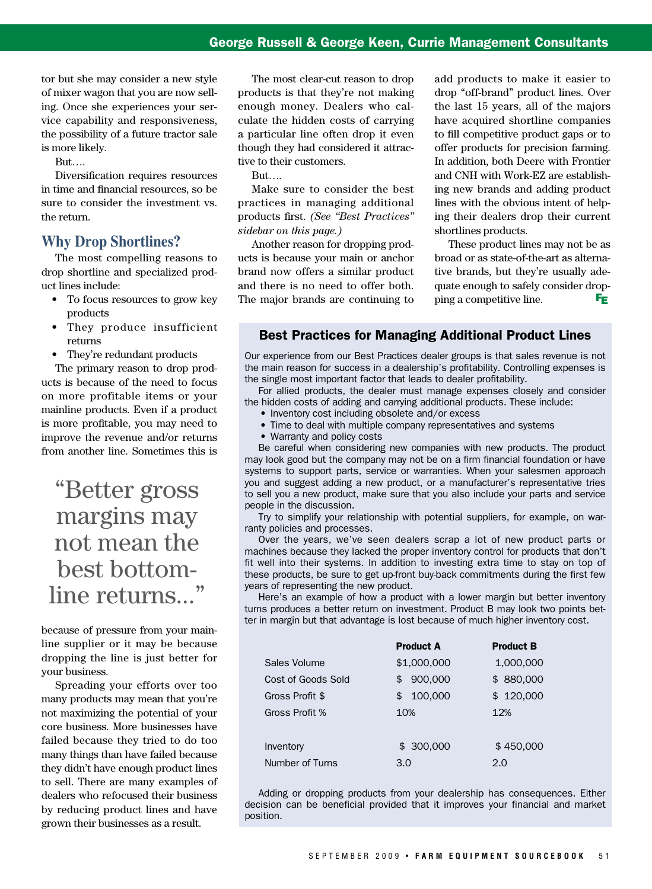tor but she may consider a new style of mixer wagon that you are now selling. Once she experiences your service capability and responsiveness, the possibility of a future tractor sale is more likely.

But….

Diversification requires resources in time and financial resources, so be sure to consider the investment vs. the return.

## Why Drop Shortlines?

The most compelling reasons to drop shortline and specialized product lines include:

- To focus resources to grow key products
- They produce insufficient returns
- They're redundant products

The primary reason to drop products is because of the need to focus on more profitable items or your mainline products. Even if a product is more profitable, you may need to improve the revenue and/or returns from another line. Sometimes this is because of pressure from your mainline supplier or it may be because dropping the line is just better for your business.

> "Better gross margins may not mean the best bottom-line returns..."

Spreading your efforts over too many products may mean that you're not maximizing the potential of your core business. More businesses have failed because they tried to do too many things than have failed because they didn't have enough product lines to sell. There are many examples of dealers who refocused their business by reducing product lines and have grown their businesses as a result.

The most clear-cut reason to drop products is that they're not making enough money. Dealers who calculate the hidden costs of carrying a particular line often drop it even though they had considered it attractive to their customers.

But….

Make sure to consider the best practices in managing additional products first. *(See "Best Practices" sidebar on this page.)*

Another reason for dropping products is because your main or anchor brand now offers a similar product and there is no need to offer both. The major brands are continuing to add products to make it easier to drop "off-brand" product lines. Over the last 15 years, all of the majors have acquired shortline companies to fill competitive product gaps or to offer products for precision farming. In addition, both Deere with Frontier and CNH with Work-EZ are establishing new brands and adding product lines with the obvious intent of helping their dealers drop their current shortlines products.

These product lines may not be as broad or as state-of-the-art as alternative brands, but they're usually adequate enough to safely consider dropping a competitive line.

### Best Practices for Managing Additional Product Lines

Our experience from our Best Practices dealer groups is that sales revenue is not the main reason for success in a dealership's profitability. Controlling expenses is the single most important factor that leads to dealer profitability.

For allied products, the dealer must manage expenses closely and consider the hidden costs of adding and carrying additional products. These include:

- Inventory cost including obsolete and/or excess
- Time to deal with multiple company representatives and systems
- Warranty and policy costs

Be careful when considering new companies with new products. The product may look good but the company may not be on a firm financial foundation or have systems to support parts, service or warranties. When your salesmen approach you and suggest adding a new product, or a manufacturer's representative tries to sell you a new product, make sure that you also include your parts and service people in the discussion.

Try to simplify your relationship with potential suppliers, for example, on warranty policies and processes.

Over the years, we've seen dealers scrap a lot of new product parts or machines because they lacked the proper inventory control for products that don't fit well into their systems. In addition to investing extra time to stay on top of these products, be sure to get up-front buy-back commitments during the first few years of representing the new product.

Here's an example of how a product with a lower margin but better inventory turns produces a better return on investment. Product B may look two points better in margin but that advantage is lost because of much higher inventory cost.

| | **Product A** | **Product B** |
|---|---|---|
| Sales Volume | $1,000,000 | 1,000,000 |
| Cost of Goods Sold | $ 900,000 | $ 880,000 |
| Gross Profit $ | $ 100,000 | $ 120,000 |
| Gross Profit % | 10% | 12% |
| | | |
| Inventory | $ 300,000 | $ 450,000 |
| Number of Turns | 3.0 | 2.0 |

Adding or dropping products from your dealership has consequences. Either decision can be beneficial provided that it improves your financial and market position.